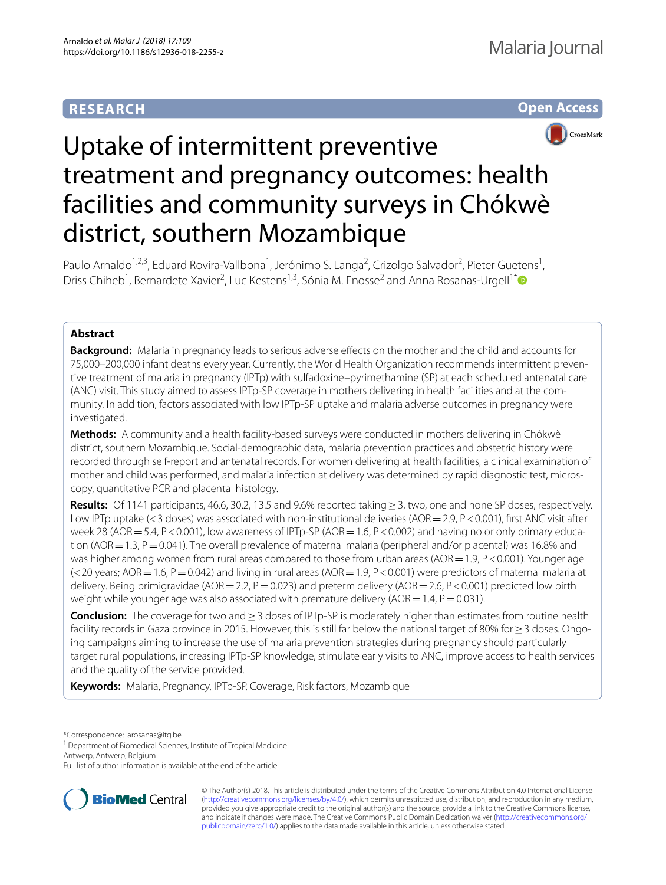RESEARCH

Open Access

# Uptake of intermittent preventive treatment and pregnancy outcomes: health facilities and community surveys in Chókwè district, southern Mozambique

Paulo Arnaldo[1,2,3], Eduard Rovira-Vallbona[1], Jerónimo S. Langa[2], Crizolgo Salvador[2], Pieter Guetens[1], Driss Chiheb[1], Bernardete Xavier[2], Luc Kestens[1,3], Sónia M. Enosse[2] and Anna Rosanas-Urgell[1*]

## Abstract

**Background:** Malaria in pregnancy leads to serious adverse effects on the mother and the child and accounts for 75,000–200,000 infant deaths every year. Currently, the World Health Organization recommends intermittent preventive treatment of malaria in pregnancy (IPTp) with sulfadoxine–pyrimethamine (SP) at each scheduled antenatal care (ANC) visit. This study aimed to assess IPTp-SP coverage in mothers delivering in health facilities and at the community. In addition, factors associated with low IPTp-SP uptake and malaria adverse outcomes in pregnancy were investigated.

**Methods:** A community and a health facility-based surveys were conducted in mothers delivering in Chókwè district, southern Mozambique. Social-demographic data, malaria prevention practices and obstetric history were recorded through self-report and antenatal records. For women delivering at health facilities, a clinical examination of mother and child was performed, and malaria infection at delivery was determined by rapid diagnostic test, microscopy, quantitative PCR and placental histology.

**Results:** Of 1141 participants, 46.6, 30.2, 13.5 and 9.6% reported taking ≥ 3, two, one and none SP doses, respectively. Low IPTp uptake (< 3 doses) was associated with non-institutional deliveries (AOR = 2.9, P < 0.001), first ANC visit after week 28 (AOR = 5.4, P < 0.001), low awareness of IPTp-SP (AOR = 1.6, P < 0.002) and having no or only primary education (AOR = 1.3, P = 0.041). The overall prevalence of maternal malaria (peripheral and/or placental) was 16.8% and was higher among women from rural areas compared to those from urban areas (AOR = 1.9, P < 0.001). Younger age (< 20 years; AOR = 1.6, P = 0.042) and living in rural areas (AOR = 1.9, P < 0.001) were predictors of maternal malaria at delivery. Being primigravidae (AOR = 2.2, P = 0.023) and preterm delivery (AOR = 2.6, P < 0.001) predicted low birth weight while younger age was also associated with premature delivery (AOR = 1.4, P = 0.031).

**Conclusion:** The coverage for two and ≥ 3 doses of IPTp-SP is moderately higher than estimates from routine health facility records in Gaza province in 2015. However, this is still far below the national target of 80% for ≥ 3 doses. Ongoing campaigns aiming to increase the use of malaria prevention strategies during pregnancy should particularly target rural populations, increasing IPTp-SP knowledge, stimulate early visits to ANC, improve access to health services and the quality of the service provided.

**Keywords:** Malaria, Pregnancy, IPTp-SP, Coverage, Risk factors, Mozambique

*Correspondence: arosanas@itg.be
[1] Department of Biomedical Sciences, Institute of Tropical Medicine Antwerp, Antwerp, Belgium
Full list of author information is available at the end of the article

© The Author(s) 2018. This article is distributed under the terms of the Creative Commons Attribution 4.0 International License (http://creativecommons.org/licenses/by/4.0/), which permits unrestricted use, distribution, and reproduction in any medium, provided you give appropriate credit to the original author(s) and the source, provide a link to the Creative Commons license, and indicate if changes were made. The Creative Commons Public Domain Dedication waiver (http://creativecommons.org/publicdomain/zero/1.0/) applies to the data made available in this article, unless otherwise stated.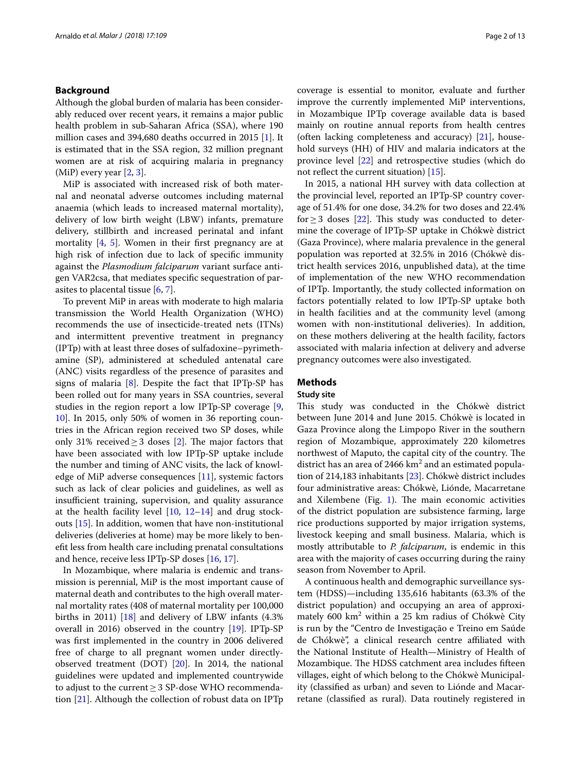## Background

Although the global burden of malaria has been considerably reduced over recent years, it remains a major public health problem in sub-Saharan Africa (SSA), where 190 million cases and 394,680 deaths occurred in 2015 [1]. It is estimated that in the SSA region, 32 million pregnant women are at risk of acquiring malaria in pregnancy (MiP) every year [2, 3].

MiP is associated with increased risk of both maternal and neonatal adverse outcomes including maternal anaemia (which leads to increased maternal mortality), delivery of low birth weight (LBW) infants, premature delivery, stillbirth and increased perinatal and infant mortality [4, 5]. Women in their first pregnancy are at high risk of infection due to lack of specific immunity against the *Plasmodium falciparum* variant surface antigen VAR2csa, that mediates specific sequestration of parasites to placental tissue [6, 7].

To prevent MiP in areas with moderate to high malaria transmission the World Health Organization (WHO) recommends the use of insecticide-treated nets (ITNs) and intermittent preventive treatment in pregnancy (IPTp) with at least three doses of sulfadoxine–pyrimethamine (SP), administered at scheduled antenatal care (ANC) visits regardless of the presence of parasites and signs of malaria [8]. Despite the fact that IPTp-SP has been rolled out for many years in SSA countries, several studies in the region report a low IPTp-SP coverage [9, 10]. In 2015, only 50% of women in 36 reporting countries in the African region received two SP doses, while only 31% received ≥ 3 doses [2]. The major factors that have been associated with low IPTp-SP uptake include the number and timing of ANC visits, the lack of knowledge of MiP adverse consequences [11], systemic factors such as lack of clear policies and guidelines, as well as insufficient training, supervision, and quality assurance at the health facility level [10, 12–14] and drug stockouts [15]. In addition, women that have non-institutional deliveries (deliveries at home) may be more likely to benefit less from health care including prenatal consultations and hence, receive less IPTp-SP doses [16, 17].

In Mozambique, where malaria is endemic and transmission is perennial, MiP is the most important cause of maternal death and contributes to the high overall maternal mortality rates (408 of maternal mortality per 100,000 births in 2011) [18] and delivery of LBW infants (4.3% overall in 2016) observed in the country [19]. IPTp-SP was first implemented in the country in 2006 delivered free of charge to all pregnant women under directly-observed treatment (DOT) [20]. In 2014, the national guidelines were updated and implemented countrywide to adjust to the current ≥ 3 SP-dose WHO recommendation [21]. Although the collection of robust data on IPTp coverage is essential to monitor, evaluate and further improve the currently implemented MiP interventions, in Mozambique IPTp coverage available data is based mainly on routine annual reports from health centres (often lacking completeness and accuracy) [21], household surveys (HH) of HIV and malaria indicators at the province level [22] and retrospective studies (which do not reflect the current situation) [15].

In 2015, a national HH survey with data collection at the provincial level, reported an IPTp-SP country coverage of 51.4% for one dose, 34.2% for two doses and 22.4% for ≥ 3 doses [22]. This study was conducted to determine the coverage of IPTp-SP uptake in Chókwè district (Gaza Province), where malaria prevalence in the general population was reported at 32.5% in 2016 (Chókwè district health services 2016, unpublished data), at the time of implementation of the new WHO recommendation of IPTp. Importantly, the study collected information on factors potentially related to low IPTp-SP uptake both in health facilities and at the community level (among women with non-institutional deliveries). In addition, on these mothers delivering at the health facility, factors associated with malaria infection at delivery and adverse pregnancy outcomes were also investigated.

## Methods

### Study site

This study was conducted in the Chókwè district between June 2014 and June 2015. Chókwè is located in Gaza Province along the Limpopo River in the southern region of Mozambique, approximately 220 kilometres northwest of Maputo, the capital city of the country. The district has an area of 2466 km$^2$ and an estimated population of 214,183 inhabitants [23]. Chókwè district includes four administrative areas: Chókwè, Liónde, Macarretane and Xilembene (Fig. 1). The main economic activities of the district population are subsistence farming, large rice productions supported by major irrigation systems, livestock keeping and small business. Malaria, which is mostly attributable to *P. falciparum*, is endemic in this area with the majority of cases occurring during the rainy season from November to April.

A continuous health and demographic surveillance system (HDSS)—including 135,616 habitants (63.3% of the district population) and occupying an area of approximately 600 km$^2$ within a 25 km radius of Chókwè City is run by the "Centro de Investigação e Treino em Saúde de Chókwè", a clinical research centre affiliated with the National Institute of Health—Ministry of Health of Mozambique. The HDSS catchment area includes fifteen villages, eight of which belong to the Chókwè Municipality (classified as urban) and seven to Liónde and Macarretane (classified as rural). Data routinely registered in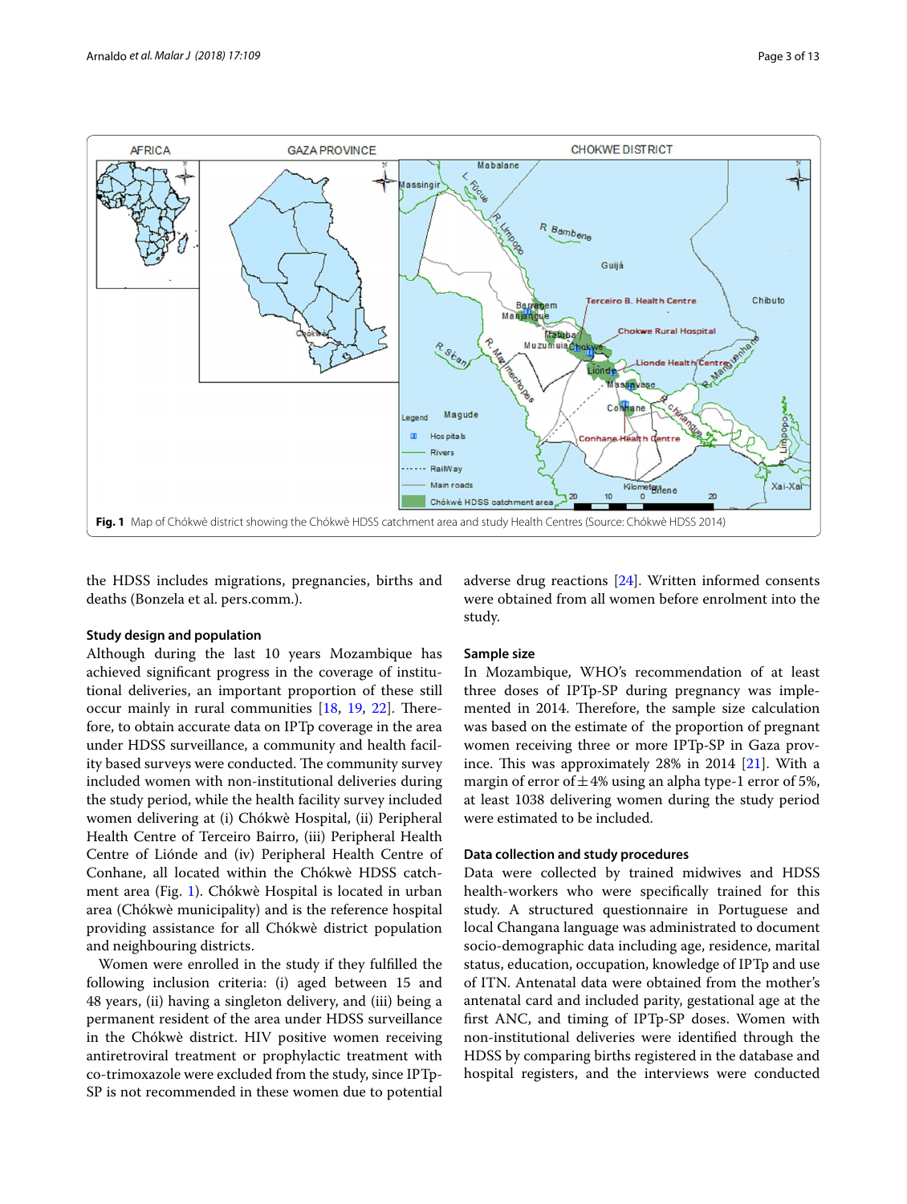**Fig. 1** Map of Chókwè district showing the Chókwè HDSS catchment area and study Health Centres (Source: Chókwè HDSS 2014)

the HDSS includes migrations, pregnancies, births and deaths (Bonzela et al. pers.comm.).

### Study design and population

Although during the last 10 years Mozambique has achieved significant progress in the coverage of institutional deliveries, an important proportion of these still occur mainly in rural communities [18, 19, 22]. Therefore, to obtain accurate data on IPTp coverage in the area under HDSS surveillance, a community and health facility based surveys were conducted. The community survey included women with non-institutional deliveries during the study period, while the health facility survey included women delivering at (i) Chókwè Hospital, (ii) Peripheral Health Centre of Terceiro Bairro, (iii) Peripheral Health Centre of Liónde and (iv) Peripheral Health Centre of Conhane, all located within the Chókwè HDSS catchment area (Fig. 1). Chókwè Hospital is located in urban area (Chókwè municipality) and is the reference hospital providing assistance for all Chókwè district population and neighbouring districts.

Women were enrolled in the study if they fulfilled the following inclusion criteria: (i) aged between 15 and 48 years, (ii) having a singleton delivery, and (iii) being a permanent resident of the area under HDSS surveillance in the Chókwè district. HIV positive women receiving antiretroviral treatment or prophylactic treatment with co-trimoxazole were excluded from the study, since IPTp-SP is not recommended in these women due to potential adverse drug reactions [24]. Written informed consents were obtained from all women before enrolment into the study.

### Sample size

In Mozambique, WHO's recommendation of at least three doses of IPTp-SP during pregnancy was implemented in 2014. Therefore, the sample size calculation was based on the estimate of the proportion of pregnant women receiving three or more IPTp-SP in Gaza province. This was approximately 28% in 2014 [21]. With a margin of error of $\pm 4\%$ using an alpha type-1 error of 5%, at least 1038 delivering women during the study period were estimated to be included.

### Data collection and study procedures

Data were collected by trained midwives and HDSS health-workers who were specifically trained for this study. A structured questionnaire in Portuguese and local Changana language was administrated to document socio-demographic data including age, residence, marital status, education, occupation, knowledge of IPTp and use of ITN. Antenatal data were obtained from the mother's antenatal card and included parity, gestational age at the first ANC, and timing of IPTp-SP doses. Women with non-institutional deliveries were identified through the HDSS by comparing births registered in the database and hospital registers, and the interviews were conducted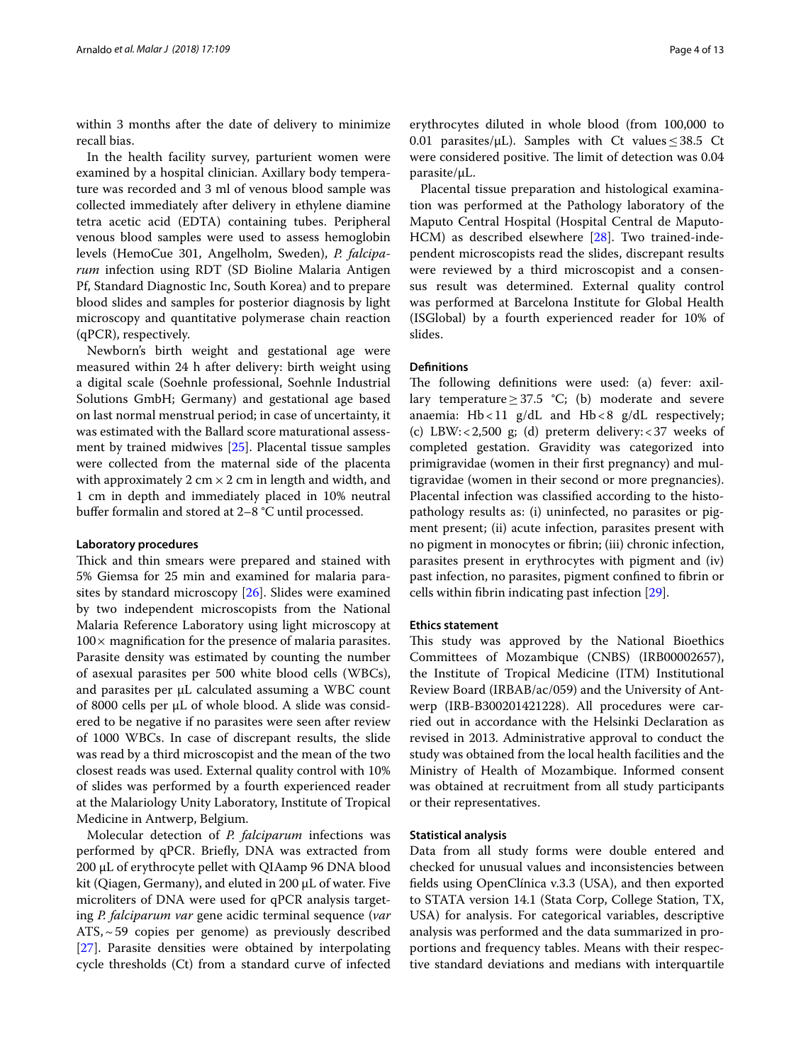within 3 months after the date of delivery to minimize recall bias.

In the health facility survey, parturient women were examined by a hospital clinician. Axillary body temperature was recorded and 3 ml of venous blood sample was collected immediately after delivery in ethylene diamine tetra acetic acid (EDTA) containing tubes. Peripheral venous blood samples were used to assess hemoglobin levels (HemoCue 301, Angelholm, Sweden), *P. falciparum* infection using RDT (SD Bioline Malaria Antigen Pf, Standard Diagnostic Inc, South Korea) and to prepare blood slides and samples for posterior diagnosis by light microscopy and quantitative polymerase chain reaction (qPCR), respectively.

Newborn's birth weight and gestational age were measured within 24 h after delivery: birth weight using a digital scale (Soehnle professional, Soehnle Industrial Solutions GmbH; Germany) and gestational age based on last normal menstrual period; in case of uncertainty, it was estimated with the Ballard score maturational assessment by trained midwives [25]. Placental tissue samples were collected from the maternal side of the placenta with approximately 2 cm × 2 cm in length and width, and 1 cm in depth and immediately placed in 10% neutral buffer formalin and stored at 2–8 °C until processed.

#### Laboratory procedures

Thick and thin smears were prepared and stained with 5% Giemsa for 25 min and examined for malaria parasites by standard microscopy [26]. Slides were examined by two independent microscopists from the National Malaria Reference Laboratory using light microscopy at 100× magnification for the presence of malaria parasites. Parasite density was estimated by counting the number of asexual parasites per 500 white blood cells (WBCs), and parasites per µL calculated assuming a WBC count of 8000 cells per µL of whole blood. A slide was considered to be negative if no parasites were seen after review of 1000 WBCs. In case of discrepant results, the slide was read by a third microscopist and the mean of the two closest reads was used. External quality control with 10% of slides was performed by a fourth experienced reader at the Malariology Unity Laboratory, Institute of Tropical Medicine in Antwerp, Belgium.

Molecular detection of *P. falciparum* infections was performed by qPCR. Briefly, DNA was extracted from 200 µL of erythrocyte pellet with QIAamp 96 DNA blood kit (Qiagen, Germany), and eluted in 200 µL of water. Five microliters of DNA were used for qPCR analysis targeting *P. falciparum var* gene acidic terminal sequence (*var* ATS, ~ 59 copies per genome) as previously described [27]. Parasite densities were obtained by interpolating cycle thresholds (Ct) from a standard curve of infected erythrocytes diluted in whole blood (from 100,000 to 0.01 parasites/µL). Samples with Ct values ≤ 38.5 Ct were considered positive. The limit of detection was 0.04 parasite/µL.

Placental tissue preparation and histological examination was performed at the Pathology laboratory of the Maputo Central Hospital (Hospital Central de Maputo-HCM) as described elsewhere [28]. Two trained-independent microscopists read the slides, discrepant results were reviewed by a third microscopist and a consensus result was determined. External quality control was performed at Barcelona Institute for Global Health (ISGlobal) by a fourth experienced reader for 10% of slides.

#### Definitions

The following definitions were used: (a) fever: axillary temperature ≥ 37.5 °C; (b) moderate and severe anaemia: Hb < 11 g/dL and Hb < 8 g/dL respectively; (c) LBW: < 2,500 g; (d) preterm delivery: < 37 weeks of completed gestation. Gravidity was categorized into primigravidae (women in their first pregnancy) and multigravidae (women in their second or more pregnancies). Placental infection was classified according to the histopathology results as: (i) uninfected, no parasites or pigment present; (ii) acute infection, parasites present with no pigment in monocytes or fibrin; (iii) chronic infection, parasites present in erythrocytes with pigment and (iv) past infection, no parasites, pigment confined to fibrin or cells within fibrin indicating past infection [29].

#### Ethics statement

This study was approved by the National Bioethics Committees of Mozambique (CNBS) (IRB00002657), the Institute of Tropical Medicine (ITM) Institutional Review Board (IRBAB/ac/059) and the University of Antwerp (IRB-B300201421228). All procedures were carried out in accordance with the Helsinki Declaration as revised in 2013. Administrative approval to conduct the study was obtained from the local health facilities and the Ministry of Health of Mozambique. Informed consent was obtained at recruitment from all study participants or their representatives.

#### Statistical analysis

Data from all study forms were double entered and checked for unusual values and inconsistencies between fields using OpenClínica v.3.3 (USA), and then exported to STATA version 14.1 (Stata Corp, College Station, TX, USA) for analysis. For categorical variables, descriptive analysis was performed and the data summarized in proportions and frequency tables. Means with their respective standard deviations and medians with interquartile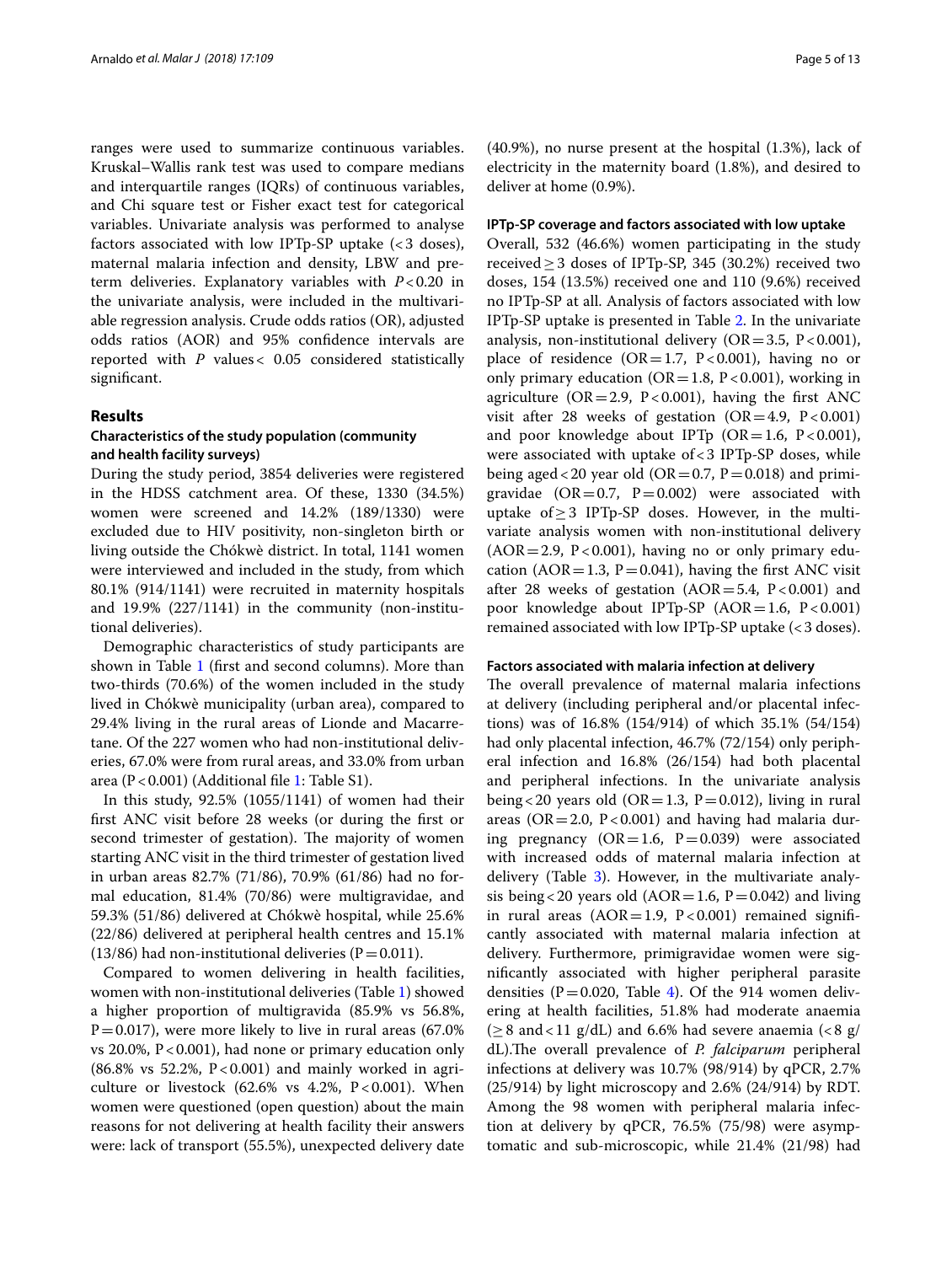ranges were used to summarize continuous variables. Kruskal–Wallis rank test was used to compare medians and interquartile ranges (IQRs) of continuous variables, and Chi square test or Fisher exact test for categorical variables. Univariate analysis was performed to analyse factors associated with low IPTp-SP uptake (< 3 doses), maternal malaria infection and density, LBW and preterm deliveries. Explanatory variables with $P < 0.20$ in the univariate analysis, were included in the multivariable regression analysis. Crude odds ratios (OR), adjusted odds ratios (AOR) and 95% confidence intervals are reported with $P$ values < 0.05 considered statistically significant.

## Results

### Characteristics of the study population (community and health facility surveys)

During the study period, 3854 deliveries were registered in the HDSS catchment area. Of these, 1330 (34.5%) women were screened and 14.2% (189/1330) were excluded due to HIV positivity, non-singleton birth or living outside the Chókwè district. In total, 1141 women were interviewed and included in the study, from which 80.1% (914/1141) were recruited in maternity hospitals and 19.9% (227/1141) in the community (non-institutional deliveries).

Demographic characteristics of study participants are shown in Table 1 (first and second columns). More than two-thirds (70.6%) of the women included in the study lived in Chókwè municipality (urban area), compared to 29.4% living in the rural areas of Lionde and Macarretane. Of the 227 women who had non-institutional deliveries, 67.0% were from rural areas, and 33.0% from urban area (P < 0.001) (Additional file 1: Table S1).

In this study, 92.5% (1055/1141) of women had their first ANC visit before 28 weeks (or during the first or second trimester of gestation). The majority of women starting ANC visit in the third trimester of gestation lived in urban areas 82.7% (71/86), 70.9% (61/86) had no formal education, 81.4% (70/86) were multigravidae, and 59.3% (51/86) delivered at Chókwè hospital, while 25.6% (22/86) delivered at peripheral health centres and 15.1% (13/86) had non-institutional deliveries (P = 0.011).

Compared to women delivering in health facilities, women with non-institutional deliveries (Table 1) showed a higher proportion of multigravida (85.9% vs 56.8%, P = 0.017), were more likely to live in rural areas (67.0% vs 20.0%, P < 0.001), had none or primary education only (86.8% vs 52.2%, P < 0.001) and mainly worked in agriculture or livestock (62.6% vs 4.2%, P < 0.001). When women were questioned (open question) about the main reasons for not delivering at health facility their answers were: lack of transport (55.5%), unexpected delivery date (40.9%), no nurse present at the hospital (1.3%), lack of electricity in the maternity board (1.8%), and desired to deliver at home (0.9%).

### IPTp-SP coverage and factors associated with low uptake

Overall, 532 (46.6%) women participating in the study received ≥ 3 doses of IPTp-SP, 345 (30.2%) received two doses, 154 (13.5%) received one and 110 (9.6%) received no IPTp-SP at all. Analysis of factors associated with low IPTp-SP uptake is presented in Table 2. In the univariate analysis, non-institutional delivery (OR = 3.5, P < 0.001), place of residence (OR = 1.7, P < 0.001), having no or only primary education (OR = 1.8, P < 0.001), working in agriculture (OR = 2.9, P < 0.001), having the first ANC visit after 28 weeks of gestation (OR = 4.9, P < 0.001) and poor knowledge about IPTp (OR = 1.6, P < 0.001), were associated with uptake of < 3 IPTp-SP doses, while being aged < 20 year old (OR = 0.7, P = 0.018) and primigravidae (OR = 0.7, P = 0.002) were associated with uptake of ≥ 3 IPTp-SP doses. However, in the multivariate analysis women with non-institutional delivery (AOR = 2.9, P < 0.001), having no or only primary education (AOR = 1.3, P = 0.041), having the first ANC visit after 28 weeks of gestation (AOR = 5.4, P < 0.001) and poor knowledge about IPTp-SP (AOR = 1.6, P < 0.001) remained associated with low IPTp-SP uptake (< 3 doses).

### Factors associated with malaria infection at delivery

The overall prevalence of maternal malaria infections at delivery (including peripheral and/or placental infections) was of 16.8% (154/914) of which 35.1% (54/154) had only placental infection, 46.7% (72/154) only peripheral infection and 16.8% (26/154) had both placental and peripheral infections. In the univariate analysis being < 20 years old (OR = 1.3, P = 0.012), living in rural areas (OR = 2.0, P < 0.001) and having had malaria during pregnancy (OR = 1.6, P = 0.039) were associated with increased odds of maternal malaria infection at delivery (Table 3). However, in the multivariate analysis being < 20 years old (AOR = 1.6, P = 0.042) and living in rural areas (AOR = 1.9, P < 0.001) remained significantly associated with maternal malaria infection at delivery. Furthermore, primigravidae women were significantly associated with higher peripheral parasite densities (P = 0.020, Table 4). Of the 914 women delivering at health facilities, 51.8% had moderate anaemia (≥ 8 and < 11 g/dL) and 6.6% had severe anaemia (< 8 g/dL).The overall prevalence of *P. falciparum* peripheral infections at delivery was 10.7% (98/914) by qPCR, 2.7% (25/914) by light microscopy and 2.6% (24/914) by RDT. Among the 98 women with peripheral malaria infection at delivery by qPCR, 76.5% (75/98) were asymptomatic and sub-microscopic, while 21.4% (21/98) had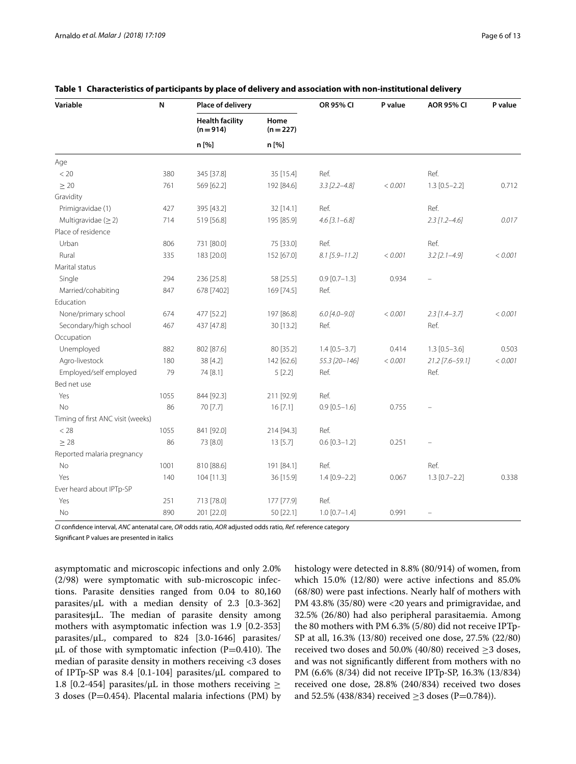**Table 1 Characteristics of participants by place of delivery and association with non-institutional delivery**

| Variable | N | Place of delivery | | OR 95% CI | P value | AOR 95% CI | P value |
|---|---|---|---|---|---|---|---|
| | | Health facility (n = 914) | Home (n = 227) | | | | |
| | | n [%] | n [%] | | | | |
| Age | | | | | | | |
| < 20 | 380 | 345 [37.8] | 35 [15.4] | Ref. | | Ref. | |
| ≥ 20 | 761 | 569 [62.2] | 192 [84.6] | *3.3 [2.2–4.8]* | *< 0.001* | 1.3 [0.5–2.2] | 0.712 |
| Gravidity | | | | | | | |
| Primigravidae (1) | 427 | 395 [43.2] | 32 [14.1] | Ref. | | Ref. | |
| Multigravidae (≥ 2) | 714 | 519 [56.8] | 195 [85.9] | *4.6 [3.1–6.8]* | | *2.3 [1.2–4.6]* | *0.017* |
| Place of residence | | | | | | | |
| Urban | 806 | 731 [80.0] | 75 [33.0] | Ref. | | Ref. | |
| Rural | 335 | 183 [20.0] | 152 [67.0] | *8.1 [5.9–11.2]* | *< 0.001* | *3.2 [2.1–4.9]* | *< 0.001* |
| Marital status | | | | | | | |
| Single | 294 | 236 [25.8] | 58 [25.5] | 0.9 [0.7–1.3] | 0.934 | – | |
| Married/cohabiting | 847 | 678 [7402] | 169 [74.5] | Ref. | | | |
| Education | | | | | | | |
| None/primary school | 674 | 477 [52.2] | 197 [86.8] | *6.0 [4.0–9.0]* | *< 0.001* | *2.3 [1.4–3.7]* | *< 0.001* |
| Secondary/high school | 467 | 437 [47.8] | 30 [13.2] | Ref. | | Ref. | |
| Occupation | | | | | | | |
| Unemployed | 882 | 802 [87.6] | 80 [35.2] | 1.4 [0.5–3.7] | 0.414 | 1.3 [0.5–3.6] | 0.503 |
| Agro-livestock | 180 | 38 [4.2] | 142 [62.6] | *55.3 [20–146]* | *< 0.001* | *21.2 [7.6–59.1]* | *< 0.001* |
| Employed/self employed | 79 | 74 [8.1] | 5 [2.2] | Ref. | | Ref. | |
| Bed net use | | | | | | | |
| Yes | 1055 | 844 [92.3] | 211 [92.9] | Ref. | | | |
| No | 86 | 70 [7.7] | 16 [7.1] | 0.9 [0.5–1.6] | 0.755 | – | |
| Timing of first ANC visit (weeks) | | | | | | | |
| < 28 | 1055 | 841 [92.0] | 214 [94.3] | Ref. | | | |
| ≥ 28 | 86 | 73 [8.0] | 13 [5.7] | 0.6 [0.3–1.2] | 0.251 | – | |
| Reported malaria pregnancy | | | | | | | |
| No | 1001 | 810 [88.6] | 191 [84.1] | Ref. | | Ref. | |
| Yes | 140 | 104 [11.3] | 36 [15.9] | 1.4 [0.9–2.2] | 0.067 | 1.3 [0.7–2.2] | 0.338 |
| Ever heard about IPTp-SP | | | | | | | |
| Yes | 251 | 713 [78.0] | 177 [77.9] | Ref. | | | |
| No | 890 | 201 [22.0] | 50 [22.1] | 1.0 [0.7–1.4] | 0.991 | – | |

*CI* confidence interval, *ANC* antenatal care, *OR* odds ratio, *AOR* adjusted odds ratio, *Ref.* reference category

Significant P values are presented in italics

asymptomatic and microscopic infections and only 2.0% (2/98) were symptomatic with sub-microscopic infections. Parasite densities ranged from 0.04 to 80,160 parasites/µL with a median density of 2.3 [0.3-362] parasites/µL. The median of parasite density among mothers with asymptomatic infection was 1.9 [0.2-353] parasites/µL, compared to 824 [3.0-1646] parasites/µL of those with symptomatic infection (P=0.410). The median of parasite density in mothers receiving <3 doses of IPTp-SP was 8.4 [0.1-104] parasites/µL compared to 1.8 [0.2-454] parasites/µL in those mothers receiving ≥ 3 doses (P=0.454). Placental malaria infections (PM) by histology were detected in 8.8% (80/914) of women, from which 15.0% (12/80) were active infections and 85.0% (68/80) were past infections. Nearly half of mothers with PM 43.8% (35/80) were <20 years and primigravidae, and 32.5% (26/80) had also peripheral parasitaemia. Among the 80 mothers with PM 6.3% (5/80) did not receive IPTp-SP at all, 16.3% (13/80) received one dose, 27.5% (22/80) received two doses and 50.0% (40/80) received ≥3 doses, and was not significantly different from mothers with no PM (6.6% (8/34) did not receive IPTp-SP, 16.3% (13/834) received one dose, 28.8% (240/834) received two doses and 52.5% (438/834) received ≥3 doses (P=0.784)).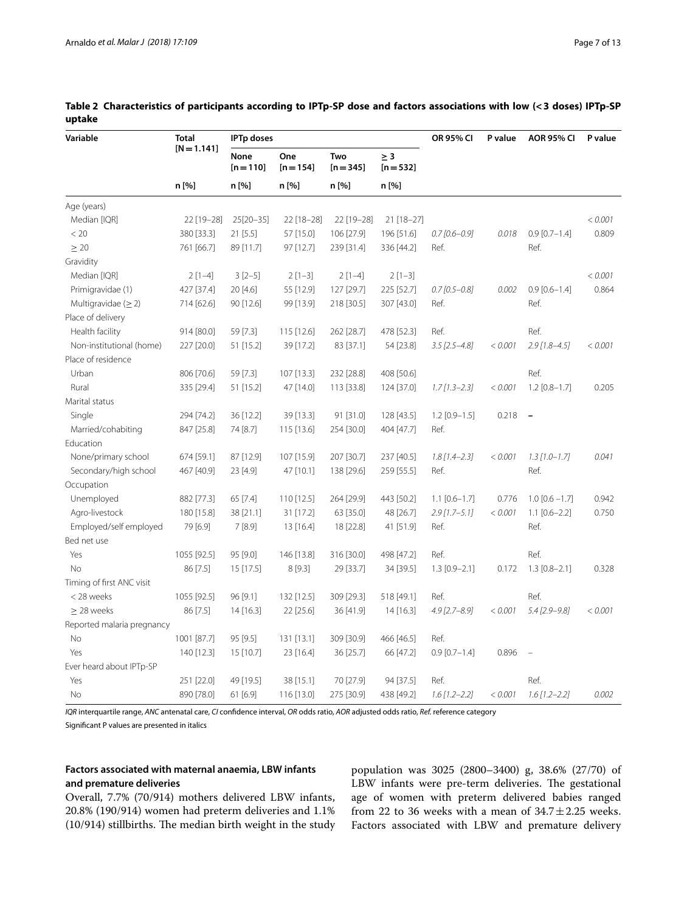**Table 2 Characteristics of participants according to IPTp-SP dose and factors associations with low (< 3 doses) IPTp-SP uptake**

| Variable | Total [N = 1.141] | IPTp doses | | | | OR 95% CI | P value | AOR 95% CI | P value |
|---|---|---|---|---|---|---|---|---|---|
| | | None [n = 110] | One [n = 154] | Two [n = 345] | ≥ 3 [n = 532] | | | | |
| | n [%] | n [%] | n [%] | n [%] | n [%] | | | | |
| Age (years) | | | | | | | | | |
| Median [IQR] | 22 [19–28] | 25[20–35] | 22 [18–28] | 22 [19–28] | 21 [18–27] | | | | *< 0.001* |
| < 20 | 380 [33.3] | 21 [5.5] | 57 [15.0] | 106 [27.9] | 196 [51.6] | *0.7 [0.6–0.9]* | *0.018* | 0.9 [0.7–1.4] | 0.809 |
| ≥ 20 | 761 [66.7] | 89 [11.7] | 97 [12.7] | 239 [31.4] | 336 [44.2] | Ref. | | Ref. | |
| Gravidity | | | | | | | | | |
| Median [IQR] | 2 [1–4] | 3 [2–5] | 2 [1–3] | 2 [1–4] | 2 [1–3] | | | | *< 0.001* |
| Primigravidae (1) | 427 [37.4] | 20 [4.6] | 55 [12.9] | 127 [29.7] | 225 [52.7] | *0.7 [0.5–0.8]* | *0.002* | 0.9 [0.6–1.4] | 0.864 |
| Multigravidae (≥ 2) | 714 [62.6] | 90 [12.6] | 99 [13.9] | 218 [30.5] | 307 [43.0] | Ref. | | Ref. | |
| Place of delivery | | | | | | | | | |
| Health facility | 914 [80.0] | 59 [7.3] | 115 [12.6] | 262 [28.7] | 478 [52.3] | Ref. | | Ref. | |
| Non-institutional (home) | 227 [20.0] | 51 [15.2] | 39 [17.2] | 83 [37.1] | 54 [23.8] | *3.5 [2.5–4.8]* | *< 0.001* | *2.9 [1.8–4.5]* | *< 0.001* |
| Place of residence | | | | | | | | | |
| Urban | 806 [70.6] | 59 [7.3] | 107 [13.3] | 232 [28.8] | 408 [50.6] | | | Ref. | |
| Rural | 335 [29.4] | 51 [15.2] | 47 [14.0] | 113 [33.8] | 124 [37.0] | *1.7 [1.3–2.3]* | *< 0.001* | 1.2 [0.8–1.7] | 0.205 |
| Marital status | | | | | | | | | |
| Single | 294 [74.2] | 36 [12.2] | 39 [13.3] | 91 [31.0] | 128 [43.5] | 1.2 [0.9–1.5] | 0.218 | – | |
| Married/cohabiting | 847 [25.8] | 74 [8.7] | 115 [13.6] | 254 [30.0] | 404 [47.7] | Ref. | | | |
| Education | | | | | | | | | |
| None/primary school | 674 [59.1] | 87 [12.9] | 107 [15.9] | 207 [30.7] | 237 [40.5] | *1.8 [1.4–2.3]* | *< 0.001* | *1.3 [1.0–1.7]* | *0.041* |
| Secondary/high school | 467 [40.9] | 23 [4.9] | 47 [10.1] | 138 [29.6] | 259 [55.5] | Ref. | | Ref. | |
| Occupation | | | | | | | | | |
| Unemployed | 882 [77.3] | 65 [7.4] | 110 [12.5] | 264 [29.9] | 443 [50.2] | 1.1 [0.6–1.7] | 0.776 | 1.0 [0.6 –1.7] | 0.942 |
| Agro-livestock | 180 [15.8] | 38 [21.1] | 31 [17.2] | 63 [35.0] | 48 [26.7] | *2.9 [1.7–5.1]* | *< 0.001* | 1.1 [0.6–2.2] | 0.750 |
| Employed/self employed | 79 [6.9] | 7 [8.9] | 13 [16.4] | 18 [22.8] | 41 [51.9] | Ref. | | Ref. | |
| Bed net use | | | | | | | | | |
| Yes | 1055 [92.5] | 95 [9.0] | 146 [13.8] | 316 [30.0] | 498 [47.2] | Ref. | | Ref. | |
| No | 86 [7.5] | 15 [17.5] | 8 [9.3] | 29 [33.7] | 34 [39.5] | 1.3 [0.9–2.1] | 0.172 | 1.3 [0.8–2.1] | 0.328 |
| Timing of first ANC visit | | | | | | | | | |
| < 28 weeks | 1055 [92.5] | 96 [9.1] | 132 [12.5] | 309 [29.3] | 518 [49.1] | Ref. | | Ref. | |
| ≥ 28 weeks | 86 [7.5] | 14 [16.3] | 22 [25.6] | 36 [41.9] | 14 [16.3] | *4.9 [2.7–8.9]* | *< 0.001* | *5.4 [2.9–9.8]* | *< 0.001* |
| Reported malaria pregnancy | | | | | | | | | |
| No | 1001 [87.7] | 95 [9.5] | 131 [13.1] | 309 [30.9] | 466 [46.5] | Ref. | | | |
| Yes | 140 [12.3] | 15 [10.7] | 23 [16.4] | 36 [25.7] | 66 [47.2] | 0.9 [0.7–1.4] | 0.896 | – | |
| Ever heard about IPTp-SP | | | | | | | | | |
| Yes | 251 [22.0] | 49 [19.5] | 38 [15.1] | 70 [27.9] | 94 [37.5] | Ref. | | Ref. | |
| No | 890 [78.0] | 61 [6.9] | 116 [13.0] | 275 [30.9] | 438 [49.2] | *1.6 [1.2–2.2]* | *< 0.001* | *1.6 [1.2–2.2]* | *0.002* |

*IQR* interquartile range, *ANC* antenatal care, *CI* confidence interval, *OR* odds ratio, *AOR* adjusted odds ratio, *Ref.* reference category

Significant P values are presented in italics

### Factors associated with maternal anaemia, LBW infants and premature deliveries

Overall, 7.7% (70/914) mothers delivered LBW infants, 20.8% (190/914) women had preterm deliveries and 1.1% (10/914) stillbirths. The median birth weight in the study population was 3025 (2800–3400) g, 38.6% (27/70) of LBW infants were pre-term deliveries. The gestational age of women with preterm delivered babies ranged from 22 to 36 weeks with a mean of 34.7 ± 2.25 weeks. Factors associated with LBW and premature delivery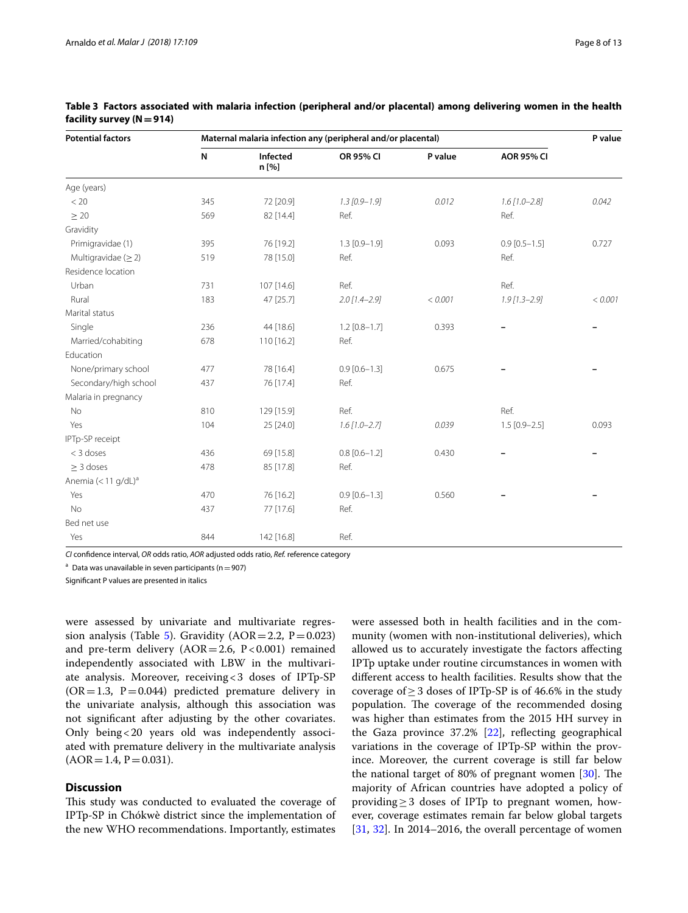**Table 3 Factors associated with malaria infection (peripheral and/or placental) among delivering women in the health facility survey (N = 914)**

| Potential factors | Maternal malaria infection any (peripheral and/or placental) | | | | | P value |
|---|---|---|---|---|---|---|
| | N | Infected n [%] | OR 95% CI | P value | AOR 95% CI | |
| Age (years) | | | | | | |
| < 20 | 345 | 72 [20.9] | *1.3 [0.9–1.9]* | *0.012* | *1.6 [1.0–2.8]* | *0.042* |
| ≥ 20 | 569 | 82 [14.4] | Ref. | | Ref. | |
| Gravidity | | | | | | |
| Primigravidae (1) | 395 | 76 [19.2] | 1.3 [0.9–1.9] | 0.093 | 0.9 [0.5–1.5] | 0.727 |
| Multigravidae (≥ 2) | 519 | 78 [15.0] | Ref. | | Ref. | |
| Residence location | | | | | | |
| Urban | 731 | 107 [14.6] | Ref. | | Ref. | |
| Rural | 183 | 47 [25.7] | *2.0 [1.4–2.9]* | *< 0.001* | *1.9 [1.3–2.9]* | *< 0.001* |
| Marital status | | | | | | |
| Single | 236 | 44 [18.6] | 1.2 [0.8–1.7] | 0.393 | – | – |
| Married/cohabiting | 678 | 110 [16.2] | Ref. | | | |
| Education | | | | | | |
| None/primary school | 477 | 78 [16.4] | 0.9 [0.6–1.3] | 0.675 | – | – |
| Secondary/high school | 437 | 76 [17.4] | Ref. | | | |
| Malaria in pregnancy | | | | | | |
| No | 810 | 129 [15.9] | Ref. | | Ref. | |
| Yes | 104 | 25 [24.0] | *1.6 [1.0–2.7]* | *0.039* | 1.5 [0.9–2.5] | 0.093 |
| IPTp-SP receipt | | | | | | |
| < 3 doses | 436 | 69 [15.8] | 0.8 [0.6–1.2] | 0.430 | – | – |
| ≥ 3 doses | 478 | 85 [17.8] | Ref. | | | |
| Anemia (< 11 g/dL)[a] | | | | | | |
| Yes | 470 | 76 [16.2] | 0.9 [0.6–1.3] | 0.560 | – | – |
| No | 437 | 77 [17.6] | Ref. | | | |
| Bed net use | | | | | | |
| Yes | 844 | 142 [16.8] | Ref. | | | |

*CI* confidence interval, *OR* odds ratio, *AOR* adjusted odds ratio, *Ref.* reference category

[a] Data was unavailable in seven participants (n = 907)

Significant P values are presented in italics

were assessed by univariate and multivariate regression analysis (Table 5). Gravidity (AOR = 2.2, P = 0.023) and pre-term delivery (AOR = 2.6, P < 0.001) remained independently associated with LBW in the multivariate analysis. Moreover, receiving < 3 doses of IPTp-SP (OR = 1.3, P = 0.044) predicted premature delivery in the univariate analysis, although this association was not significant after adjusting by the other covariates. Only being < 20 years old was independently associated with premature delivery in the multivariate analysis (AOR = 1.4, P = 0.031).

## Discussion

This study was conducted to evaluated the coverage of IPTp-SP in Chókwè district since the implementation of the new WHO recommendations. Importantly, estimates were assessed both in health facilities and in the community (women with non-institutional deliveries), which allowed us to accurately investigate the factors affecting IPTp uptake under routine circumstances in women with different access to health facilities. Results show that the coverage of ≥ 3 doses of IPTp-SP is of 46.6% in the study population. The coverage of the recommended dosing was higher than estimates from the 2015 HH survey in the Gaza province 37.2% [22], reflecting geographical variations in the coverage of IPTp-SP within the province. Moreover, the current coverage is still far below the national target of 80% of pregnant women [30]. The majority of African countries have adopted a policy of providing ≥ 3 doses of IPTp to pregnant women, however, coverage estimates remain far below global targets [31, 32]. In 2014–2016, the overall percentage of women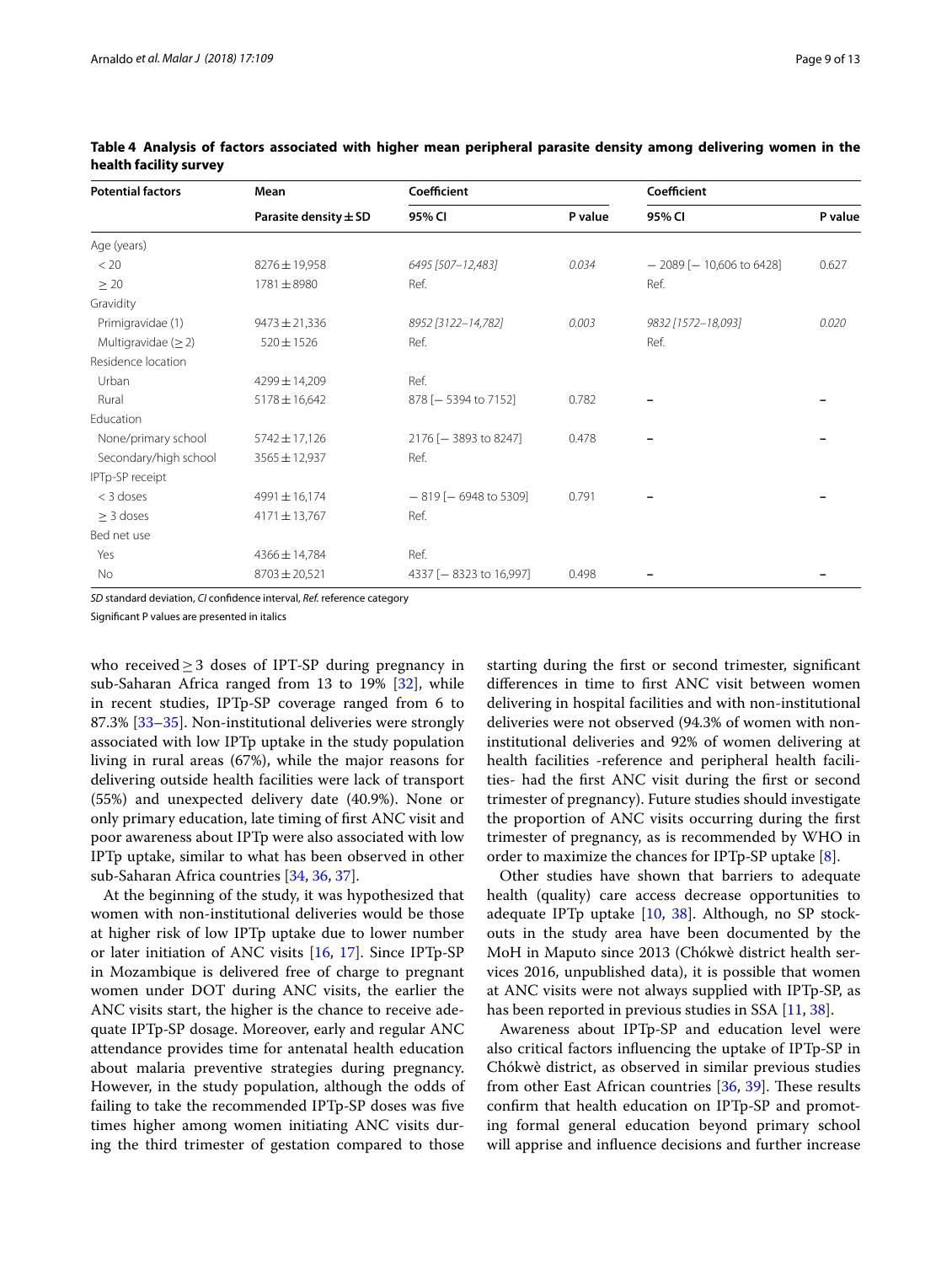**Table 4 Analysis of factors associated with higher mean peripheral parasite density among delivering women in the health facility survey**

| Potential factors | Mean | Coefficient | | Coefficient | |
|---|---|---|---|---|---|
| | Parasite density ± SD | 95% CI | P value | 95% CI | P value |
| Age (years) | | | | | |
| < 20 | 8276 ± 19,958 | *6495 [507–12,483]* | *0.034* | − 2089 [− 10,606 to 6428] | 0.627 |
| ≥ 20 | 1781 ± 8980 | Ref. | | Ref. | |
| Gravidity | | | | | |
| Primigravidae (1) | 9473 ± 21,336 | *8952 [3122–14,782]* | *0.003* | *9832 [1572–18,093]* | *0.020* |
| Multigravidae (≥ 2) | 520 ± 1526 | Ref. | | Ref. | |
| Residence location | | | | | |
| Urban | 4299 ± 14,209 | Ref. | | | |
| Rural | 5178 ± 16,642 | 878 [− 5394 to 7152] | 0.782 | – | – |
| Education | | | | | |
| None/primary school | 5742 ± 17,126 | 2176 [− 3893 to 8247] | 0.478 | – | – |
| Secondary/high school | 3565 ± 12,937 | Ref. | | | |
| IPTp-SP receipt | | | | | |
| < 3 doses | 4991 ± 16,174 | − 819 [− 6948 to 5309] | 0.791 | – | – |
| ≥ 3 doses | 4171 ± 13,767 | Ref. | | | |
| Bed net use | | | | | |
| Yes | 4366 ± 14,784 | Ref. | | | |
| No | 8703 ± 20,521 | 4337 [− 8323 to 16,997] | 0.498 | – | – |

*SD* standard deviation, *CI* confidence interval, *Ref.* reference category

Significant P values are presented in italics

who received ≥ 3 doses of IPT-SP during pregnancy in sub-Saharan Africa ranged from 13 to 19% [32], while in recent studies, IPTp-SP coverage ranged from 6 to 87.3% [33–35]. Non-institutional deliveries were strongly associated with low IPTp uptake in the study population living in rural areas (67%), while the major reasons for delivering outside health facilities were lack of transport (55%) and unexpected delivery date (40.9%). None or only primary education, late timing of first ANC visit and poor awareness about IPTp were also associated with low IPTp uptake, similar to what has been observed in other sub-Saharan Africa countries [34, 36, 37].

At the beginning of the study, it was hypothesized that women with non-institutional deliveries would be those at higher risk of low IPTp uptake due to lower number or later initiation of ANC visits [16, 17]. Since IPTp-SP in Mozambique is delivered free of charge to pregnant women under DOT during ANC visits, the earlier the ANC visits start, the higher is the chance to receive adequate IPTp-SP dosage. Moreover, early and regular ANC attendance provides time for antenatal health education about malaria preventive strategies during pregnancy. However, in the study population, although the odds of failing to take the recommended IPTp-SP doses was five times higher among women initiating ANC visits during the third trimester of gestation compared to those starting during the first or second trimester, significant differences in time to first ANC visit between women delivering in hospital facilities and with non-institutional deliveries were not observed (94.3% of women with non-institutional deliveries and 92% of women delivering at health facilities -reference and peripheral health facilities- had the first ANC visit during the first or second trimester of pregnancy). Future studies should investigate the proportion of ANC visits occurring during the first trimester of pregnancy, as is recommended by WHO in order to maximize the chances for IPTp-SP uptake [8].

Other studies have shown that barriers to adequate health (quality) care access decrease opportunities to adequate IPTp uptake [10, 38]. Although, no SP stockouts in the study area have been documented by the MoH in Maputo since 2013 (Chókwè district health services 2016, unpublished data), it is possible that women at ANC visits were not always supplied with IPTp-SP, as has been reported in previous studies in SSA [11, 38].

Awareness about IPTp-SP and education level were also critical factors influencing the uptake of IPTp-SP in Chókwè district, as observed in similar previous studies from other East African countries [36, 39]. These results confirm that health education on IPTp-SP and promoting formal general education beyond primary school will apprise and influence decisions and further increase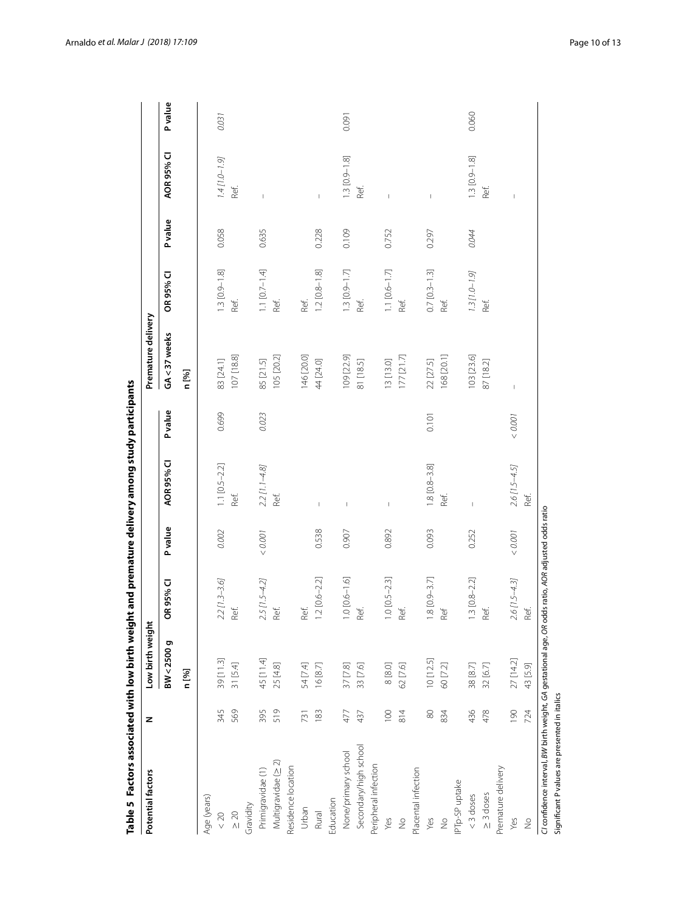**Table 5 Factors associated with low birth weight and premature delivery among study participants**

| Potential factors | N | Low birth weight | | | | | Premature delivery | | | | |
|---|---|---|---|---|---|---|---|---|---|---|---|
| | | BW < 2500 g n [%] | OR 95% CI | P value | AOR 95% CI | P value | GA < 37 weeks n [%] | OR 95% CI | P value | AOR 95% CI | P value |
| Age (years) | | | | | | | | | | | |
| < 20 | 345 | 39 [11.3] | *2.2 [1.3–3.6]* | *0.002* | 1.1 [0.5–2.2] | 0.699 | 83 [24.1] | 1.3 [0.9–1.8] | 0.058 | *1.4 [1.0–1.9]* | *0.031* |
| ≥ 20 | 569 | 31 [5.4] | Ref. | | Ref. | | 107 [18.8] | Ref. | | Ref. | |
| Gravidity | | | | | | | | | | | |
| Primigravidae (1) | 395 | 45 [11.4] | *2.5 [1.5–4.2]* | *< 0.001* | *2.2 [1.1–4.8]* | *0.023* | 85 [21.5] | 1.1 [0.7–1.4] | 0.635 | – | |
| Multigravidae (≥ 2) | 519 | 25 [4.8] | Ref. | | Ref. | | 105 [20.2] | Ref. | | | |
| Residence location | | | | | | | | | | | |
| Urban | 731 | 54 [7.4] | Ref. | | | | 146 [20.0] | Ref. | | | |
| Rural | 183 | 16 [8.7] | 1.2 [0.6–2.2] | 0.538 | – | | 44 [24.0] | 1.2 [0.8–1.8] | 0.228 | – | |
| Education | | | | | | | | | | | |
| None/primary school | 477 | 37 [7.8] | 1.0 [0.6–1.6] | 0.907 | – | | 109 [22.9] | 1.3 [0.9–1.7] | 0.109 | 1.3 [0.9–1.8] | 0.091 |
| Secondary/high school | 437 | 33 [7.6] | Ref. | | | | 81 [18.5] | Ref. | | Ref. | |
| Peripheral infection | | | | | | | | | | | |
| Yes | 100 | 8 [8.0] | 1.0 [0.5–2.3] | 0.892 | – | | 13 [13.0] | 1.1 [0.6–1.7] | 0.752 | – | |
| No | 814 | 62 [7.6] | Ref. | | | | 177 [21.7] | Ref. | | | |
| Placental infection | | | | | | | | | | | |
| Yes | 80 | 10 [12.5] | 1.8 [0.9–3.7] | 0.093 | 1.8 [0.8–3.8] | 0.101 | 22 [27.5] | 0.7 [0.3–1.3] | 0.297 | – | |
| No | 834 | 60 [7.2] | Ref | | Ref. | | 168 [20.1] | Ref. | | | |
| IPTp-SP uptake | | | | | | | | | | | |
| < 3 doses | 436 | 38 [8.7] | 1.3 [0.8–2.2] | 0.252 | – | | 103 [23.6] | *1.3 [1.0–1.9]* | *0.044* | 1.3 [0.9–1.8] | 0.060 |
| ≥ 3 doses | 478 | 32 [6.7] | Ref. | | | | 87 [18.2] | Ref. | | Ref. | |
| Premature delivery | | | | | | | | | | | |
| Yes | 190 | 27 [14.2] | *2.6 [1.5–4.3]* | *< 0.001* | *2.6 [1.5–4.5]* | *< 0.001* | – | | | – | |
| No | 724 | 43 [5.9] | Ref. | | Ref. | | | | | | |

*CI* confidence interval, *BW* birth weight, *GA* gestational age, *OR* odds ratio, *AOR* adjusted odds ratio

Significant P values are presented in italics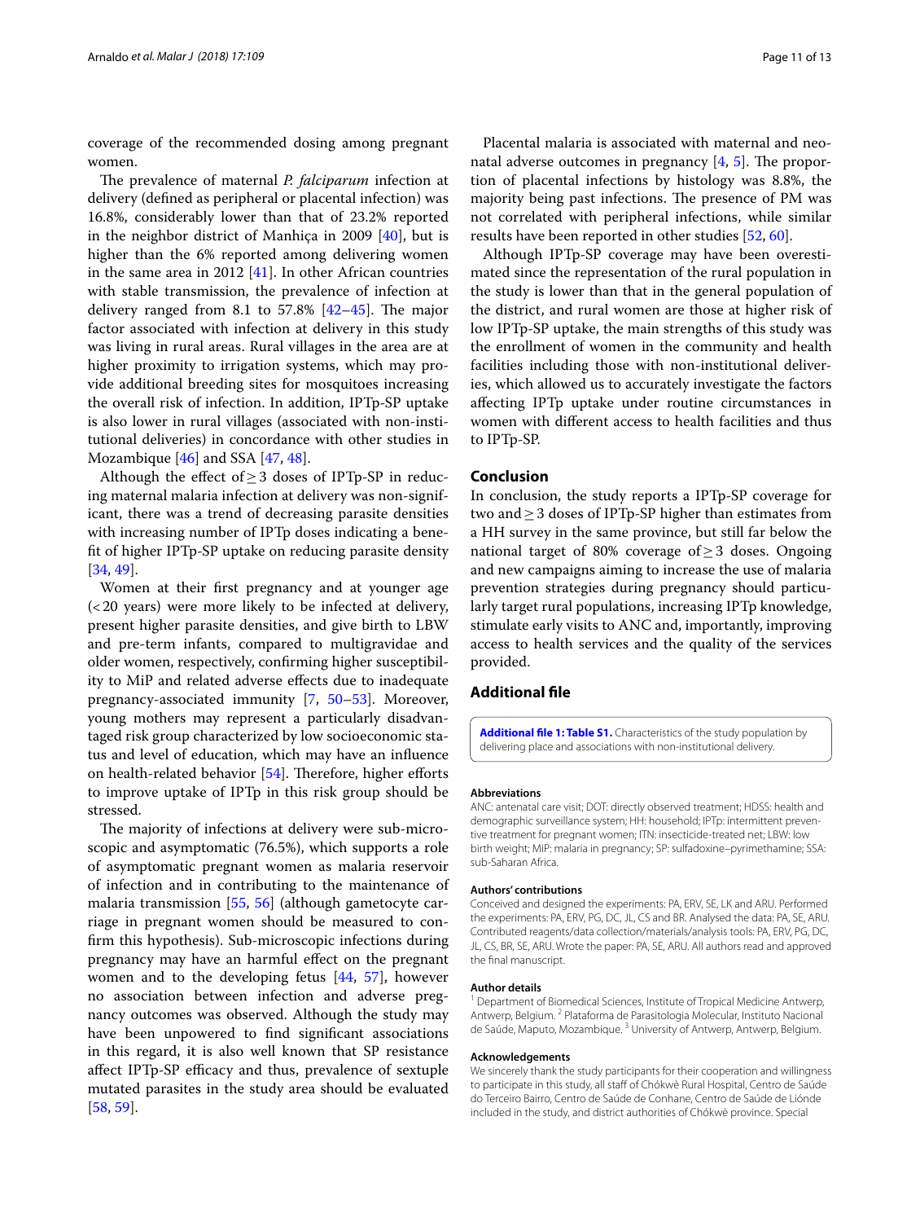coverage of the recommended dosing among pregnant women.

The prevalence of maternal *P. falciparum* infection at delivery (defined as peripheral or placental infection) was 16.8%, considerably lower than that of 23.2% reported in the neighbor district of Manhiça in 2009 [40], but is higher than the 6% reported among delivering women in the same area in 2012 [41]. In other African countries with stable transmission, the prevalence of infection at delivery ranged from 8.1 to 57.8% [42–45]. The major factor associated with infection at delivery in this study was living in rural areas. Rural villages in the area are at higher proximity to irrigation systems, which may provide additional breeding sites for mosquitoes increasing the overall risk of infection. In addition, IPTp-SP uptake is also lower in rural villages (associated with non-institutional deliveries) in concordance with other studies in Mozambique [46] and SSA [47, 48].

Although the effect of ≥ 3 doses of IPTp-SP in reducing maternal malaria infection at delivery was non-significant, there was a trend of decreasing parasite densities with increasing number of IPTp doses indicating a benefit of higher IPTp-SP uptake on reducing parasite density [34, 49].

Women at their first pregnancy and at younger age (< 20 years) were more likely to be infected at delivery, present higher parasite densities, and give birth to LBW and pre-term infants, compared to multigravidae and older women, respectively, confirming higher susceptibility to MiP and related adverse effects due to inadequate pregnancy-associated immunity [7, 50–53]. Moreover, young mothers may represent a particularly disadvantaged risk group characterized by low socioeconomic status and level of education, which may have an influence on health-related behavior [54]. Therefore, higher efforts to improve uptake of IPTp in this risk group should be stressed.

The majority of infections at delivery were sub-microscopic and asymptomatic (76.5%), which supports a role of asymptomatic pregnant women as malaria reservoir of infection and in contributing to the maintenance of malaria transmission [55, 56] (although gametocyte carriage in pregnant women should be measured to confirm this hypothesis). Sub-microscopic infections during pregnancy may have an harmful effect on the pregnant women and to the developing fetus [44, 57], however no association between infection and adverse pregnancy outcomes was observed. Although the study may have been unpowered to find significant associations in this regard, it is also well known that SP resistance affect IPTp-SP efficacy and thus, prevalence of sextuple mutated parasites in the study area should be evaluated [58, 59].

Placental malaria is associated with maternal and neonatal adverse outcomes in pregnancy [4, 5]. The proportion of placental infections by histology was 8.8%, the majority being past infections. The presence of PM was not correlated with peripheral infections, while similar results have been reported in other studies [52, 60].

Although IPTp-SP coverage may have been overestimated since the representation of the rural population in the study is lower than that in the general population of the district, and rural women are those at higher risk of low IPTp-SP uptake, the main strengths of this study was the enrollment of women in the community and health facilities including those with non-institutional deliveries, which allowed us to accurately investigate the factors affecting IPTp uptake under routine circumstances in women with different access to health facilities and thus to IPTp-SP.

## Conclusion

In conclusion, the study reports a IPTp-SP coverage for two and ≥ 3 doses of IPTp-SP higher than estimates from a HH survey in the same province, but still far below the national target of 80% coverage of ≥ 3 doses. Ongoing and new campaigns aiming to increase the use of malaria prevention strategies during pregnancy should particularly target rural populations, increasing IPTp knowledge, stimulate early visits to ANC and, importantly, improving access to health services and the quality of the services provided.

## Additional file

**Additional file 1: Table S1.** Characteristics of the study population by delivering place and associations with non-institutional delivery.

#### Abbreviations

ANC: antenatal care visit; DOT: directly observed treatment; HDSS: health and demographic surveillance system; HH: household; IPTp: intermittent preventive treatment for pregnant women; ITN: insecticide-treated net; LBW: low birth weight; MiP: malaria in pregnancy; SP: sulfadoxine–pyrimethamine; SSA: sub-Saharan Africa.

#### Authors' contributions

Conceived and designed the experiments: PA, ERV, SE, LK and ARU. Performed the experiments: PA, ERV, PG, DC, JL, CS and BR. Analysed the data: PA, SE, ARU. Contributed reagents/data collection/materials/analysis tools: PA, ERV, PG, DC, JL, CS, BR, SE, ARU. Wrote the paper: PA, SE, ARU. All authors read and approved the final manuscript.

#### Author details

[1] Department of Biomedical Sciences, Institute of Tropical Medicine Antwerp, Antwerp, Belgium. [2] Plataforma de Parasitologia Molecular, Instituto Nacional de Saúde, Maputo, Mozambique. [3] University of Antwerp, Antwerp, Belgium.

#### Acknowledgements

We sincerely thank the study participants for their cooperation and willingness to participate in this study, all staff of Chókwè Rural Hospital, Centro de Saúde do Terceiro Bairro, Centro de Saúde de Conhane, Centro de Saúde de Liónde included in the study, and district authorities of Chókwè province. Special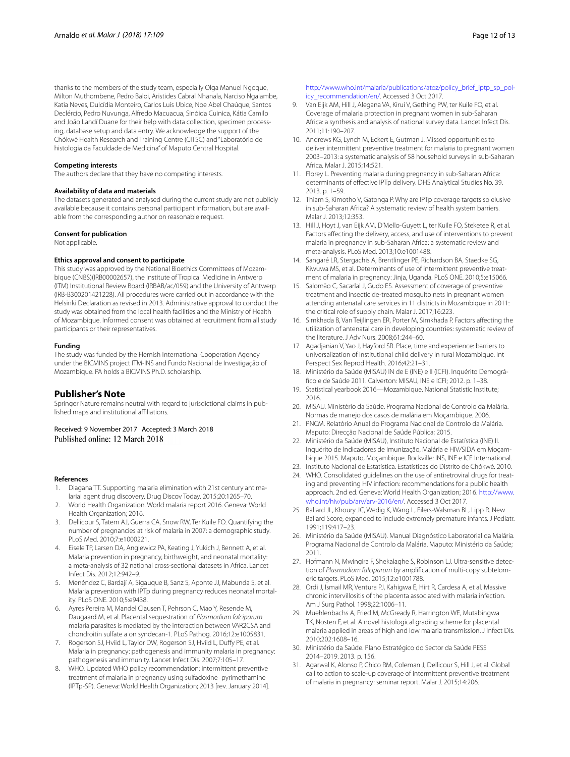thanks to the members of the study team, especially Olga Manuel Ngoque, Milton Muthombene, Pedro Baloi, Aristides Cabral Nhanala, Narciso Ngalambe, Katia Neves, Dulcídia Monteiro, Carlos Luís Ubice, Noe Abel Chaúque, Santos Declércio, Pedro Nuvunga, Alfredo Macuacua, Sinóida Cuinica, Kátia Camilo and João Landí Duane for their help with data collection, specimen processing, database setup and data entry. We acknowledge the support of the Chókwè Health Research and Training Centre (CITSC) and "Laboratório de histologia da Faculdade de Medicina" of Maputo Central Hospital.

**Competing interests**

The authors declare that they have no competing interests.

**Availability of data and materials**

The datasets generated and analysed during the current study are not publicly available because it contains personal participant information, but are available from the corresponding author on reasonable request.

**Consent for publication**

Not applicable.

**Ethics approval and consent to participate**

This study was approved by the National Bioethics Committees of Mozambique (CNBS)(IRB00002657), the Institute of Tropical Medicine in Antwerp (ITM) Institutional Review Board (IRBAB/ac/059) and the University of Antwerp (IRB-B300201421228). All procedures were carried out in accordance with the Helsinki Declaration as revised in 2013. Administrative approval to conduct the study was obtained from the local health facilities and the Ministry of Health of Mozambique. Informed consent was obtained at recruitment from all study participants or their representatives.

**Funding**

The study was funded by the Flemish International Cooperation Agency under the BICMINS project ITM-INS and Fundo Nacional de Investigação of Mozambique. PA holds a BICMINS Ph.D. scholarship.

## Publisher's Note

Springer Nature remains neutral with regard to jurisdictional claims in published maps and institutional affiliations.

Received: 9 November 2017 Accepted: 3 March 2018
Published online: 12 March 2018

### References

1. Diagana TT. Supporting malaria elimination with 21st century antimalarial agent drug discovery. Drug Discov Today. 2015;20:1265–70.
2. World Health Organization. World malaria report 2016. Geneva: World Health Organization; 2016.
3. Dellicour S, Tatem AJ, Guerra CA, Snow RW, Ter Kuile FO. Quantifying the number of pregnancies at risk of malaria in 2007: a demographic study. PLoS Med. 2010;7:e1000221.
4. Eisele TP, Larsen DA, Anglewicz PA, Keating J, Yukich J, Bennett A, et al. Malaria prevention in pregnancy, birthweight, and neonatal mortality: a meta-analysis of 32 national cross-sectional datasets in Africa. Lancet Infect Dis. 2012;12:942–9.
5. Menéndez C, Bardají A, Sigauque B, Sanz S, Aponte JJ, Mabunda S, et al. Malaria prevention with IPTp during pregnancy reduces neonatal mortality. PLoS ONE. 2010;5:e9438.
6. Ayres Pereira M, Mandel Clausen T, Pehrson C, Mao Y, Resende M, Daugaard M, et al. Placental sequestration of *Plasmodium falciparum* malaria parasites is mediated by the interaction between VAR2CSA and chondroitin sulfate a on syndecan-1. PLoS Pathog. 2016;12:e1005831.
7. Rogerson SJ, Hviid L, Taylor DW, Rogerson SJ, Hviid L, Duffy PE, et al. Malaria in pregnancy: pathogenesis and immunity malaria in pregnancy: pathogenesis and immunity. Lancet Infect Dis. 2007;7:105–17.
8. WHO. Updated WHO policy recommendation: intermittent preventive treatment of malaria in pregnancy using sulfadoxine–pyrimethamine (IPTp-SP). Geneva: World Health Organization; 2013 [rev. January 2014]. http://www.who.int/malaria/publications/atoz/policy_brief_iptp_sp_policy_recommendation/en/. Accessed 3 Oct 2017.
9. Van Eijk AM, Hill J, Alegana VA, Kirui V, Gething PW, ter Kuile FO, et al. Coverage of malaria protection in pregnant women in sub-Saharan Africa: a synthesis and analysis of national survey data. Lancet Infect Dis. 2011;11:190–207.
10. Andrews KG, Lynch M, Eckert E, Gutman J. Missed opportunities to deliver intermittent preventive treatment for malaria to pregnant women 2003–2013: a systematic analysis of 58 household surveys in sub-Saharan Africa. Malar J. 2015;14:521.
11. Florey L. Preventing malaria during pregnancy in sub-Saharan Africa: determinants of effective IPTp delivery. DHS Analytical Studies No. 39. 2013. p. 1–59.
12. Thiam S, Kimotho V, Gatonga P. Why are IPTp coverage targets so elusive in sub-Saharan Africa? A systematic review of health system barriers. Malar J. 2013;12:353.
13. Hill J, Hoyt J, van Eijk AM, D'Mello-Guyett L, ter Kuile FO, Steketee R, et al. Factors affecting the delivery, access, and use of interventions to prevent malaria in pregnancy in sub-Saharan Africa: a systematic review and meta-analysis. PLoS Med. 2013;10:e1001488.
14. Sangaré LR, Stergachis A, Brentlinger PE, Richardson BA, Staedke SG, Kiwuwa MS, et al. Determinants of use of intermittent preventive treatment of malaria in pregnancy: Jinja, Uganda. PLoS ONE. 2010;5:e15066.
15. Salomão C, Sacarlal J, Gudo ES. Assessment of coverage of preventive treatment and insecticide-treated mosquito nets in pregnant women attending antenatal care services in 11 districts in Mozambique in 2011: the critical role of supply chain. Malar J. 2017;16:223.
16. Simkhada B, Van Teijlingen ER, Porter M, Simkhada P. Factors affecting the utilization of antenatal care in developing countries: systematic review of the literature. J Adv Nurs. 2008;61:244–60.
17. Agadjanian V, Yao J, Hayford SR. Place, time and experience: barriers to universalization of institutional child delivery in rural Mozambique. Int Perspect Sex Reprod Health. 2016;42:21–31.
18. Ministério da Saúde (MISAU) IN de E (INE) e II (ICFI). Inquérito Demográfico e de Saúde 2011. Calverton: MISAU, INE e ICFI; 2012. p. 1–38.
19. Statistical yearbook 2016—Mozambique. National Statistic Institute; 2016.
20. MISAU. Ministério da Saúde. Programa Nacional de Controlo da Malária. Normas de manejo dos casos de malária em Moçambique. 2006.
21. PNCM. Relatório Anual do Programa Nacional de Controlo da Malária. Maputo: Direcção Nacional de Saúde Pública; 2015.
22. Ministério da Saúde (MISAU), Instituto Nacional de Estatística (INE) II. Inquérito de Indicadores de Imunização, Malária e HIV/SIDA em Moçambique 2015. Maputo, Moçambique. Rockville: INS, INE e ICF International.
23. Instituto Nacional de Estatística. Estatísticas do Distrito de Chókwè. 2010.
24. WHO. Consolidated guidelines on the use of antiretroviral drugs for treating and preventing HIV infection: recommendations for a public health approach. 2nd ed. Geneva: World Health Organization; 2016. http://www.who.int/hiv/pub/arv/arv-2016/en/. Accessed 3 Oct 2017.
25. Ballard JL, Khoury JC, Wedig K, Wang L, Eilers-Walsman BL, Lipp R. New Ballard Score, expanded to include extremely premature infants. J Pediatr. 1991;119:417–23.
26. Ministério da Saúde (MISAU). Manual Diagnóstico Laboratorial da Malária. Programa Nacional de Controlo da Malária. Maputo: Ministério da Saúde; 2011.
27. Hofmann N, Mwingira F, Shekalaghe S, Robinson LJ. Ultra-sensitive detection of *Plasmodium falciparum* by amplification of multi-copy subtelomeric targets. PLoS Med. 2015;12:e1001788.
28. Ordi J, Ismail MR, Ventura PJ, Kahigwa E, Hirt R, Cardesa A, et al. Massive chronic intervillositis of the placenta associated with malaria infection. Am J Surg Pathol. 1998;22:1006–11.
29. Muehlenbachs A, Fried M, McGready R, Harrington WE, Mutabingwa TK, Nosten F, et al. A novel histological grading scheme for placental malaria applied in areas of high and low malaria transmission. J Infect Dis. 2010;202:1608–16.
30. Ministério da Saúde. Plano Estratégico do Sector da Saúde PESS 2014–2019. 2013. p. 156.
31. Agarwal K, Alonso P, Chico RM, Coleman J, Dellicour S, Hill J, et al. Global call to action to scale-up coverage of intermittent preventive treatment of malaria in pregnancy: seminar report. Malar J. 2015;14:206.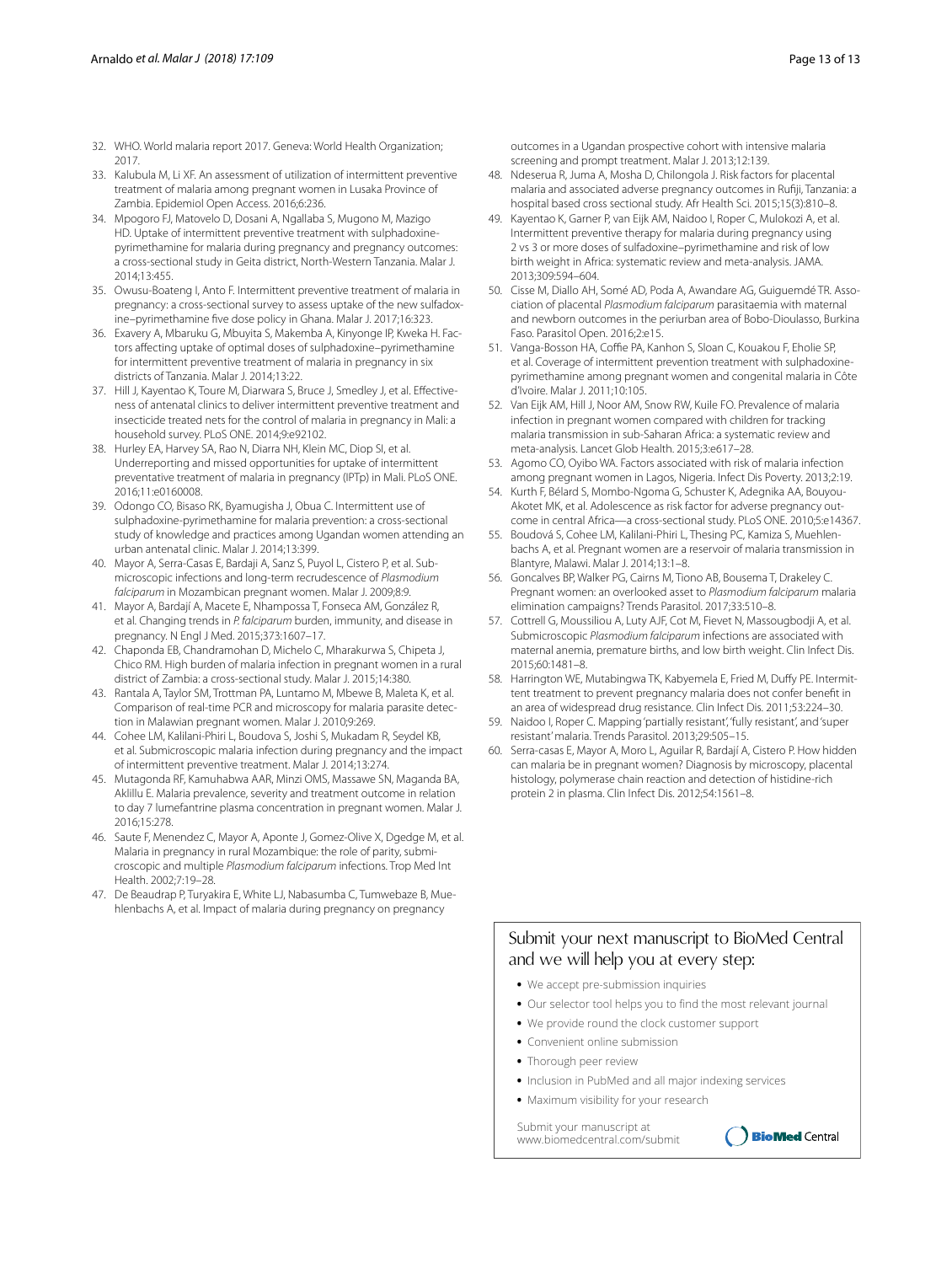32. WHO. World malaria report 2017. Geneva: World Health Organization; 2017.
33. Kalubula M, Li XF. An assessment of utilization of intermittent preventive treatment of malaria among pregnant women in Lusaka Province of Zambia. Epidemiol Open Access. 2016;6:236.
34. Mpogoro FJ, Matovelo D, Dosani A, Ngallaba S, Mugono M, Mazigo HD. Uptake of intermittent preventive treatment with sulphadoxine-pyrimethamine for malaria during pregnancy and pregnancy outcomes: a cross-sectional study in Geita district, North-Western Tanzania. Malar J. 2014;13:455.
35. Owusu-Boateng I, Anto F. Intermittent preventive treatment of malaria in pregnancy: a cross-sectional survey to assess uptake of the new sulfadoxine–pyrimethamine five dose policy in Ghana. Malar J. 2017;16:323.
36. Exavery A, Mbaruku G, Mbuyita S, Makemba A, Kinyonge IP, Kweka H. Factors affecting uptake of optimal doses of sulphadoxine–pyrimethamine for intermittent preventive treatment of malaria in pregnancy in six districts of Tanzania. Malar J. 2014;13:22.
37. Hill J, Kayentao K, Toure M, Diarwara S, Bruce J, Smedley J, et al. Effectiveness of antenatal clinics to deliver intermittent preventive treatment and insecticide treated nets for the control of malaria in pregnancy in Mali: a household survey. PLoS ONE. 2014;9:e92102.
38. Hurley EA, Harvey SA, Rao N, Diarra NH, Klein MC, Diop SI, et al. Underreporting and missed opportunities for uptake of intermittent preventative treatment of malaria in pregnancy (IPTp) in Mali. PLoS ONE. 2016;11:e0160008.
39. Odongo CO, Bisaso RK, Byamugisha J, Obua C. Intermittent use of sulphadoxine-pyrimethamine for malaria prevention: a cross-sectional study of knowledge and practices among Ugandan women attending an urban antenatal clinic. Malar J. 2014;13:399.
40. Mayor A, Serra-Casas E, Bardaji A, Sanz S, Puyol L, Cistero P, et al. Sub-microscopic infections and long-term recrudescence of *Plasmodium falciparum* in Mozambican pregnant women. Malar J. 2009;8:9.
41. Mayor A, Bardají A, Macete E, Nhampossa T, Fonseca AM, González R, et al. Changing trends in *P. falciparum* burden, immunity, and disease in pregnancy. N Engl J Med. 2015;373:1607–17.
42. Chaponda EB, Chandramohan D, Michelo C, Mharakurwa S, Chipeta J, Chico RM. High burden of malaria infection in pregnant women in a rural district of Zambia: a cross-sectional study. Malar J. 2015;14:380.
43. Rantala A, Taylor SM, Trottman PA, Luntamo M, Mbewe B, Maleta K, et al. Comparison of real-time PCR and microscopy for malaria parasite detection in Malawian pregnant women. Malar J. 2010;9:269.
44. Cohee LM, Kalilani-Phiri L, Boudova S, Joshi S, Mukadam R, Seydel KB, et al. Submicroscopic malaria infection during pregnancy and the impact of intermittent preventive treatment. Malar J. 2014;13:274.
45. Mutagonda RF, Kamuhabwa AAR, Minzi OMS, Massawe SN, Maganda BA, Aklillu E. Malaria prevalence, severity and treatment outcome in relation to day 7 lumefantrine plasma concentration in pregnant women. Malar J. 2016;15:278.
46. Saute F, Menendez C, Mayor A, Aponte J, Gomez-Olive X, Dgedge M, et al. Malaria in pregnancy in rural Mozambique: the role of parity, submicroscopic and multiple *Plasmodium falciparum* infections. Trop Med Int Health. 2002;7:19–28.
47. De Beaudrap P, Turyakira E, White LJ, Nabasumba C, Tumwebaze B, Muehlenbachs A, et al. Impact of malaria during pregnancy on pregnancy outcomes in a Ugandan prospective cohort with intensive malaria screening and prompt treatment. Malar J. 2013;12:139.
48. Ndeserua R, Juma A, Mosha D, Chilongola J. Risk factors for placental malaria and associated adverse pregnancy outcomes in Rufiji, Tanzania: a hospital based cross sectional study. Afr Health Sci. 2015;15(3):810–8.
49. Kayentao K, Garner P, van Eijk AM, Naidoo I, Roper C, Mulokozi A, et al. Intermittent preventive therapy for malaria during pregnancy using 2 vs 3 or more doses of sulfadoxine–pyrimethamine and risk of low birth weight in Africa: systematic review and meta-analysis. JAMA. 2013;309:594–604.
50. Cisse M, Diallo AH, Somé AD, Poda A, Awandare AG, Guiguemdé TR. Association of placental *Plasmodium falciparum* parasitaemia with maternal and newborn outcomes in the periurban area of Bobo-Dioulasso, Burkina Faso. Parasitol Open. 2016;2:e15.
51. Vanga-Bosson HA, Coffie PA, Kanhon S, Sloan C, Kouakou F, Eholie SP, et al. Coverage of intermittent prevention treatment with sulphadoxine-pyrimethamine among pregnant women and congenital malaria in Côte d'Ivoire. Malar J. 2011;10:105.
52. Van Eijk AM, Hill J, Noor AM, Snow RW, Kuile FO. Prevalence of malaria infection in pregnant women compared with children for tracking malaria transmission in sub-Saharan Africa: a systematic review and meta-analysis. Lancet Glob Health. 2015;3:e617–28.
53. Agomo CO, Oyibo WA. Factors associated with risk of malaria infection among pregnant women in Lagos, Nigeria. Infect Dis Poverty. 2013;2:19.
54. Kurth F, Bélard S, Mombo-Ngoma G, Schuster K, Adegnika AA, Bouyou-Akotet MK, et al. Adolescence as risk factor for adverse pregnancy outcome in central Africa—a cross-sectional study. PLoS ONE. 2010;5:e14367.
55. Boudová S, Cohee LM, Kalilani-Phiri L, Thesing PC, Kamiza S, Muehlenbachs A, et al. Pregnant women are a reservoir of malaria transmission in Blantyre, Malawi. Malar J. 2014;13:1–8.
56. Goncalves BP, Walker PG, Cairns M, Tiono AB, Bousema T, Drakeley C. Pregnant women: an overlooked asset to *Plasmodium falciparum* malaria elimination campaigns? Trends Parasitol. 2017;33:510–8.
57. Cottrell G, Moussiliou A, Luty AJF, Cot M, Fievet N, Massougbodji A, et al. Submicroscopic *Plasmodium falciparum* infections are associated with maternal anemia, premature births, and low birth weight. Clin Infect Dis. 2015;60:1481–8.
58. Harrington WE, Mutabingwa TK, Kabyemela E, Fried M, Duffy PE. Intermittent treatment to prevent pregnancy malaria does not confer benefit in an area of widespread drug resistance. Clin Infect Dis. 2011;53:224–30.
59. Naidoo I, Roper C. Mapping 'partially resistant', 'fully resistant', and 'super resistant' malaria. Trends Parasitol. 2013;29:505–15.
60. Serra-casas E, Mayor A, Moro L, Aguilar R, Bardají A, Cistero P. How hidden can malaria be in pregnant women? Diagnosis by microscopy, placental histology, polymerase chain reaction and detection of histidine-rich protein 2 in plasma. Clin Infect Dis. 2012;54:1561–8.

Submit your next manuscript to BioMed Central and we will help you at every step:

- We accept pre-submission inquiries
- Our selector tool helps you to find the most relevant journal
- We provide round the clock customer support
- Convenient online submission
- Thorough peer review
- Inclusion in PubMed and all major indexing services
- Maximum visibility for your research

Submit your manuscript at www.biomedcentral.com/submit

BioMed Central